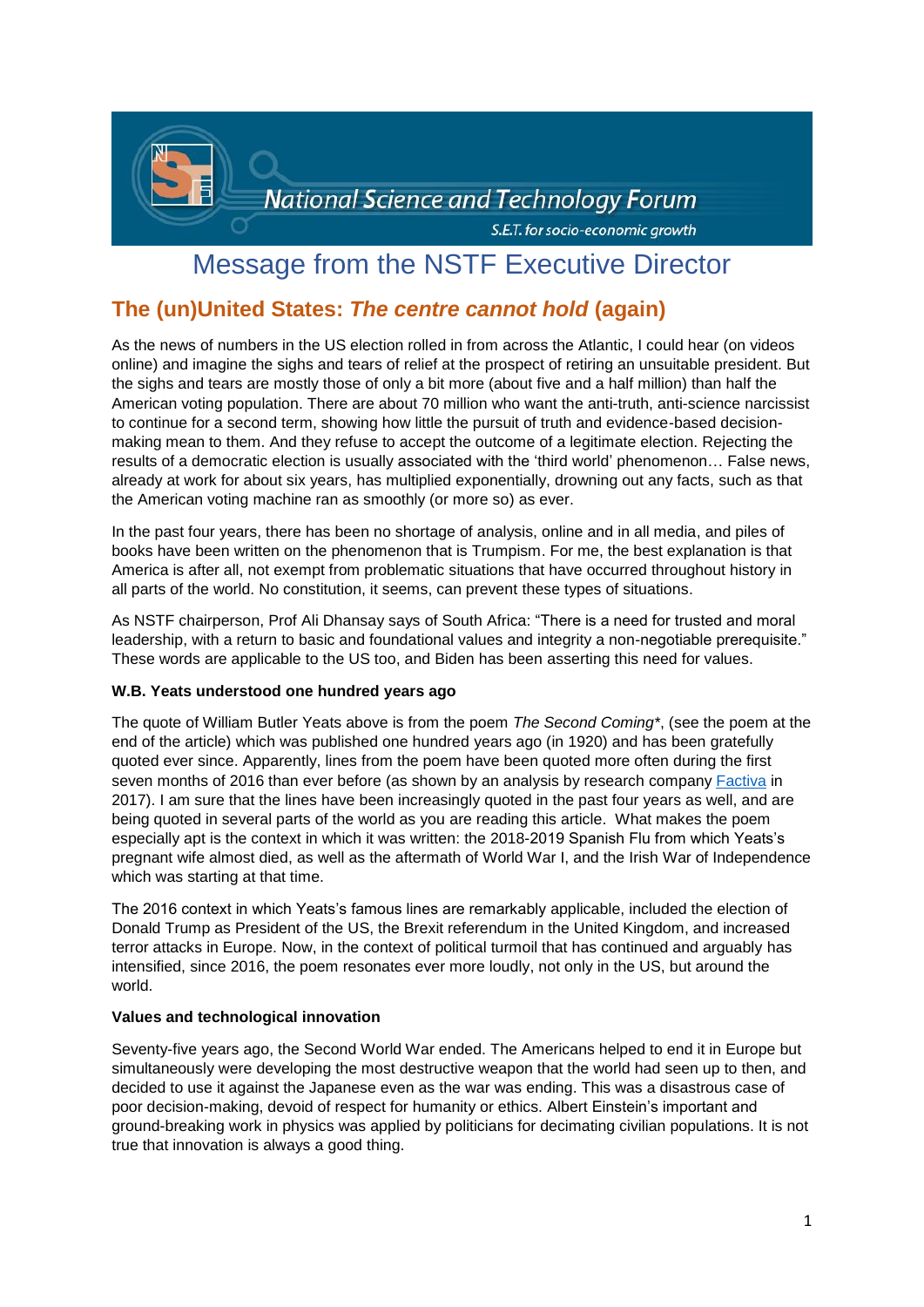National Science and Technology Forum

S.E.T. for socio-economic growth

# Message from the NSTF Executive Director

## The (un)United States: *The centre cannot hold* (again)

As the news of numbers in the US election rolled in from across the Atlantic, I could hear (on videos online) and imagine the sighs and tears of relief at the prospect of retiring an unsuitable president. But the sighs and tears are mostly those of only a bit more (about five and a half million) than half the American voting population. There are about 70 million who want the anti-truth, anti-science narcissist to continue for a second term, showing how little the pursuit of truth and evidence-based decision-making mean to them. And they refuse to accept the outcome of a legitimate election. Rejecting the results of a democratic election is usually associated with the 'third world' phenomenon… False news, already at work for about six years, has multiplied exponentially, drowning out any facts, such as that the American voting machine ran as smoothly (or more so) as ever.

In the past four years, there has been no shortage of analysis, online and in all media, and piles of books have been written on the phenomenon that is Trumpism. For me, the best explanation is that America is after all, not exempt from problematic situations that have occurred throughout history in all parts of the world. No constitution, it seems, can prevent these types of situations.

As NSTF chairperson, Prof Ali Dhansay says of South Africa: "There is a need for trusted and moral leadership, with a return to basic and foundational values and integrity a non-negotiable prerequisite." These words are applicable to the US too, and Biden has been asserting this need for values.

### W.B. Yeats understood one hundred years ago

The quote of William Butler Yeats above is from the poem *The Second Coming*\*, (see the poem at the end of the article) which was published one hundred years ago (in 1920) and has been gratefully quoted ever since. Apparently, lines from the poem have been quoted more often during the first seven months of 2016 than ever before (as shown by an analysis by research company [Factiva]() in 2017). I am sure that the lines have been increasingly quoted in the past four years as well, and are being quoted in several parts of the world as you are reading this article. What makes the poem especially apt is the context in which it was written: the 2018-2019 Spanish Flu from which Yeats's pregnant wife almost died, as well as the aftermath of World War I, and the Irish War of Independence which was starting at that time.

The 2016 context in which Yeats's famous lines are remarkably applicable, included the election of Donald Trump as President of the US, the Brexit referendum in the United Kingdom, and increased terror attacks in Europe. Now, in the context of political turmoil that has continued and arguably has intensified, since 2016, the poem resonates ever more loudly, not only in the US, but around the world.

### Values and technological innovation

Seventy-five years ago, the Second World War ended. The Americans helped to end it in Europe but simultaneously were developing the most destructive weapon that the world had seen up to then, and decided to use it against the Japanese even as the war was ending. This was a disastrous case of poor decision-making, devoid of respect for humanity or ethics. Albert Einstein's important and ground-breaking work in physics was applied by politicians for decimating civilian populations. It is not true that innovation is always a good thing.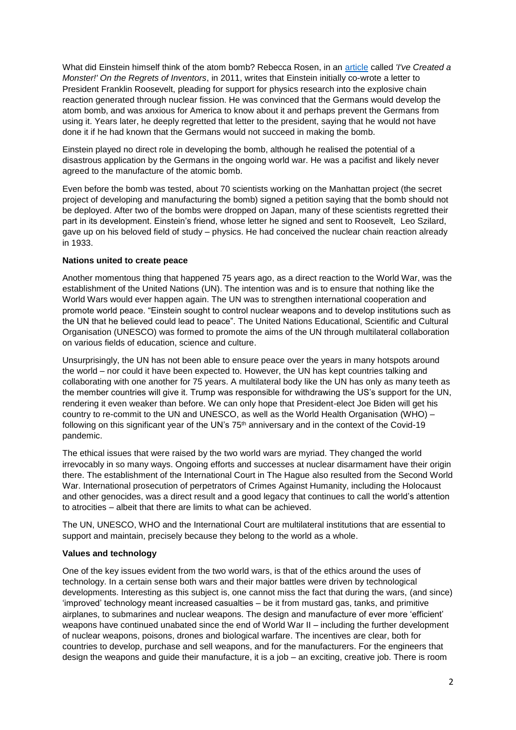What did Einstein himself think of the atom bomb? Rebecca Rosen, in an article called *'I've Created a Monster!' On the Regrets of Inventors*, in 2011, writes that Einstein initially co-wrote a letter to President Franklin Roosevelt, pleading for support for physics research into the explosive chain reaction generated through nuclear fission. He was convinced that the Germans would develop the atom bomb, and was anxious for America to know about it and perhaps prevent the Germans from using it. Years later, he deeply regretted that letter to the president, saying that he would not have done it if he had known that the Germans would not succeed in making the bomb.

Einstein played no direct role in developing the bomb, although he realised the potential of a disastrous application by the Germans in the ongoing world war. He was a pacifist and likely never agreed to the manufacture of the atomic bomb.

Even before the bomb was tested, about 70 scientists working on the Manhattan project (the secret project of developing and manufacturing the bomb) signed a petition saying that the bomb should not be deployed. After two of the bombs were dropped on Japan, many of these scientists regretted their part in its development. Einstein's friend, whose letter he signed and sent to Roosevelt, Leo Szilard, gave up on his beloved field of study – physics. He had conceived the nuclear chain reaction already in 1933.

**Nations united to create peace**

Another momentous thing that happened 75 years ago, as a direct reaction to the World War, was the establishment of the United Nations (UN). The intention was and is to ensure that nothing like the World Wars would ever happen again. The UN was to strengthen international cooperation and promote world peace. "Einstein sought to control nuclear weapons and to develop institutions such as the UN that he believed could lead to peace". The United Nations Educational, Scientific and Cultural Organisation (UNESCO) was formed to promote the aims of the UN through multilateral collaboration on various fields of education, science and culture.

Unsurprisingly, the UN has not been able to ensure peace over the years in many hotspots around the world – nor could it have been expected to. However, the UN has kept countries talking and collaborating with one another for 75 years. A multilateral body like the UN has only as many teeth as the member countries will give it. Trump was responsible for withdrawing the US's support for the UN, rendering it even weaker than before. We can only hope that President-elect Joe Biden will get his country to re-commit to the UN and UNESCO, as well as the World Health Organisation (WHO) – following on this significant year of the UN's 75th anniversary and in the context of the Covid-19 pandemic.

The ethical issues that were raised by the two world wars are myriad. They changed the world irrevocably in so many ways. Ongoing efforts and successes at nuclear disarmament have their origin there. The establishment of the International Court in The Hague also resulted from the Second World War. International prosecution of perpetrators of Crimes Against Humanity, including the Holocaust and other genocides, was a direct result and a good legacy that continues to call the world's attention to atrocities – albeit that there are limits to what can be achieved.

The UN, UNESCO, WHO and the International Court are multilateral institutions that are essential to support and maintain, precisely because they belong to the world as a whole.

**Values and technology**

One of the key issues evident from the two world wars, is that of the ethics around the uses of technology. In a certain sense both wars and their major battles were driven by technological developments. Interesting as this subject is, one cannot miss the fact that during the wars, (and since) 'improved' technology meant increased casualties – be it from mustard gas, tanks, and primitive airplanes, to submarines and nuclear weapons. The design and manufacture of ever more 'efficient' weapons have continued unabated since the end of World War II – including the further development of nuclear weapons, poisons, drones and biological warfare. The incentives are clear, both for countries to develop, purchase and sell weapons, and for the manufacturers. For the engineers that design the weapons and guide their manufacture, it is a job – an exciting, creative job. There is room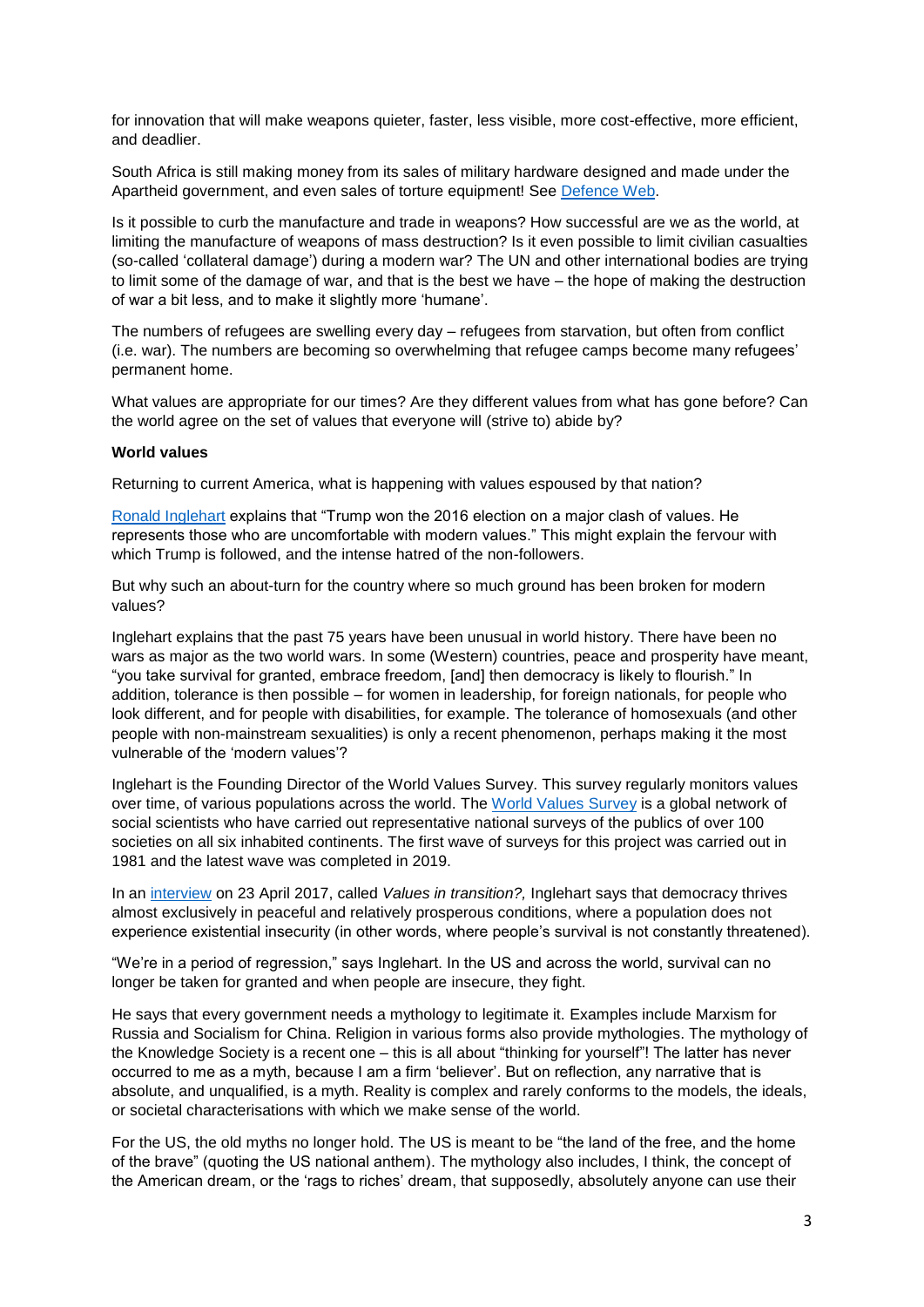for innovation that will make weapons quieter, faster, less visible, more cost-effective, more efficient, and deadlier.

South Africa is still making money from its sales of military hardware designed and made under the Apartheid government, and even sales of torture equipment! See Defence Web.

Is it possible to curb the manufacture and trade in weapons? How successful are we as the world, at limiting the manufacture of weapons of mass destruction? Is it even possible to limit civilian casualties (so-called 'collateral damage') during a modern war? The UN and other international bodies are trying to limit some of the damage of war, and that is the best we have – the hope of making the destruction of war a bit less, and to make it slightly more 'humane'.

The numbers of refugees are swelling every day – refugees from starvation, but often from conflict (i.e. war). The numbers are becoming so overwhelming that refugee camps become many refugees' permanent home.

What values are appropriate for our times? Are they different values from what has gone before? Can the world agree on the set of values that everyone will (strive to) abide by?

**World values**

Returning to current America, what is happening with values espoused by that nation?

Ronald Inglehart explains that "Trump won the 2016 election on a major clash of values. He represents those who are uncomfortable with modern values." This might explain the fervour with which Trump is followed, and the intense hatred of the non-followers.

But why such an about-turn for the country where so much ground has been broken for modern values?

Inglehart explains that the past 75 years have been unusual in world history. There have been no wars as major as the two world wars. In some (Western) countries, peace and prosperity have meant, "you take survival for granted, embrace freedom, [and] then democracy is likely to flourish." In addition, tolerance is then possible – for women in leadership, for foreign nationals, for people who look different, and for people with disabilities, for example. The tolerance of homosexuals (and other people with non-mainstream sexualities) is only a recent phenomenon, perhaps making it the most vulnerable of the 'modern values'?

Inglehart is the Founding Director of the World Values Survey. This survey regularly monitors values over time, of various populations across the world. The World Values Survey is a global network of social scientists who have carried out representative national surveys of the publics of over 100 societies on all six inhabited continents. The first wave of surveys for this project was carried out in 1981 and the latest wave was completed in 2019.

In an interview on 23 April 2017, called *Values in transition?,* Inglehart says that democracy thrives almost exclusively in peaceful and relatively prosperous conditions, where a population does not experience existential insecurity (in other words, where people's survival is not constantly threatened).

"We're in a period of regression," says Inglehart. In the US and across the world, survival can no longer be taken for granted and when people are insecure, they fight.

He says that every government needs a mythology to legitimate it. Examples include Marxism for Russia and Socialism for China. Religion in various forms also provide mythologies. The mythology of the Knowledge Society is a recent one – this is all about "thinking for yourself"! The latter has never occurred to me as a myth, because I am a firm 'believer'. But on reflection, any narrative that is absolute, and unqualified, is a myth. Reality is complex and rarely conforms to the models, the ideals, or societal characterisations with which we make sense of the world.

For the US, the old myths no longer hold. The US is meant to be "the land of the free, and the home of the brave" (quoting the US national anthem). The mythology also includes, I think, the concept of the American dream, or the 'rags to riches' dream, that supposedly, absolutely anyone can use their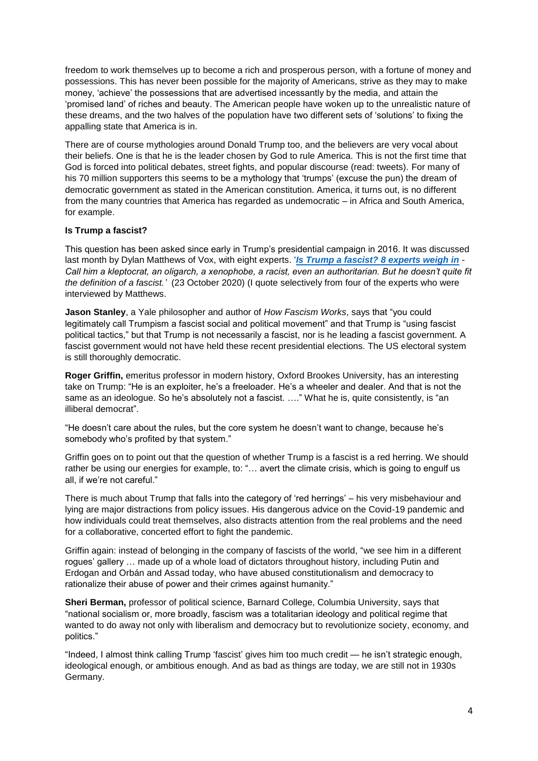freedom to work themselves up to become a rich and prosperous person, with a fortune of money and possessions. This has never been possible for the majority of Americans, strive as they may to make money, 'achieve' the possessions that are advertised incessantly by the media, and attain the 'promised land' of riches and beauty. The American people have woken up to the unrealistic nature of these dreams, and the two halves of the population have two different sets of 'solutions' to fixing the appalling state that America is in.

There are of course mythologies around Donald Trump too, and the believers are very vocal about their beliefs. One is that he is the leader chosen by God to rule America. This is not the first time that God is forced into political debates, street fights, and popular discourse (read: tweets). For many of his 70 million supporters this seems to be a mythology that 'trumps' (excuse the pun) the dream of democratic government as stated in the American constitution. America, it turns out, is no different from the many countries that America has regarded as undemocratic – in Africa and South America, for example.

**Is Trump a fascist?**

This question has been asked since early in Trump's presidential campaign in 2016. It was discussed last month by Dylan Matthews of Vox, with eight experts. '***Is Trump a fascist? 8 experts weigh in*** *- Call him a kleptocrat, an oligarch, a xenophobe, a racist, even an authoritarian. But he doesn't quite fit the definition of a fascist.'* (23 October 2020) (I quote selectively from four of the experts who were interviewed by Matthews.

**Jason Stanley**, a Yale philosopher and author of *How Fascism Works*, says that "you could legitimately call Trumpism a fascist social and political movement" and that Trump is "using fascist political tactics," but that Trump is not necessarily a fascist, nor is he leading a fascist government. A fascist government would not have held these recent presidential elections. The US electoral system is still thoroughly democratic.

**Roger Griffin,** emeritus professor in modern history, Oxford Brookes University, has an interesting take on Trump: "He is an exploiter, he's a freeloader. He's a wheeler and dealer. And that is not the same as an ideologue. So he's absolutely not a fascist. …." What he is, quite consistently, is "an illiberal democrat".

"He doesn't care about the rules, but the core system he doesn't want to change, because he's somebody who's profited by that system."

Griffin goes on to point out that the question of whether Trump is a fascist is a red herring. We should rather be using our energies for example, to: "… avert the climate crisis, which is going to engulf us all, if we're not careful."

There is much about Trump that falls into the category of 'red herrings' – his very misbehaviour and lying are major distractions from policy issues. His dangerous advice on the Covid-19 pandemic and how individuals could treat themselves, also distracts attention from the real problems and the need for a collaborative, concerted effort to fight the pandemic.

Griffin again: instead of belonging in the company of fascists of the world, "we see him in a different rogues' gallery … made up of a whole load of dictators throughout history, including Putin and Erdogan and Orbán and Assad today, who have abused constitutionalism and democracy to rationalize their abuse of power and their crimes against humanity."

**Sheri Berman,** professor of political science, Barnard College, Columbia University, says that "national socialism or, more broadly, fascism was a totalitarian ideology and political regime that wanted to do away not only with liberalism and democracy but to revolutionize society, economy, and politics."

"Indeed, I almost think calling Trump 'fascist' gives him too much credit — he isn't strategic enough, ideological enough, or ambitious enough. And as bad as things are today, we are still not in 1930s Germany.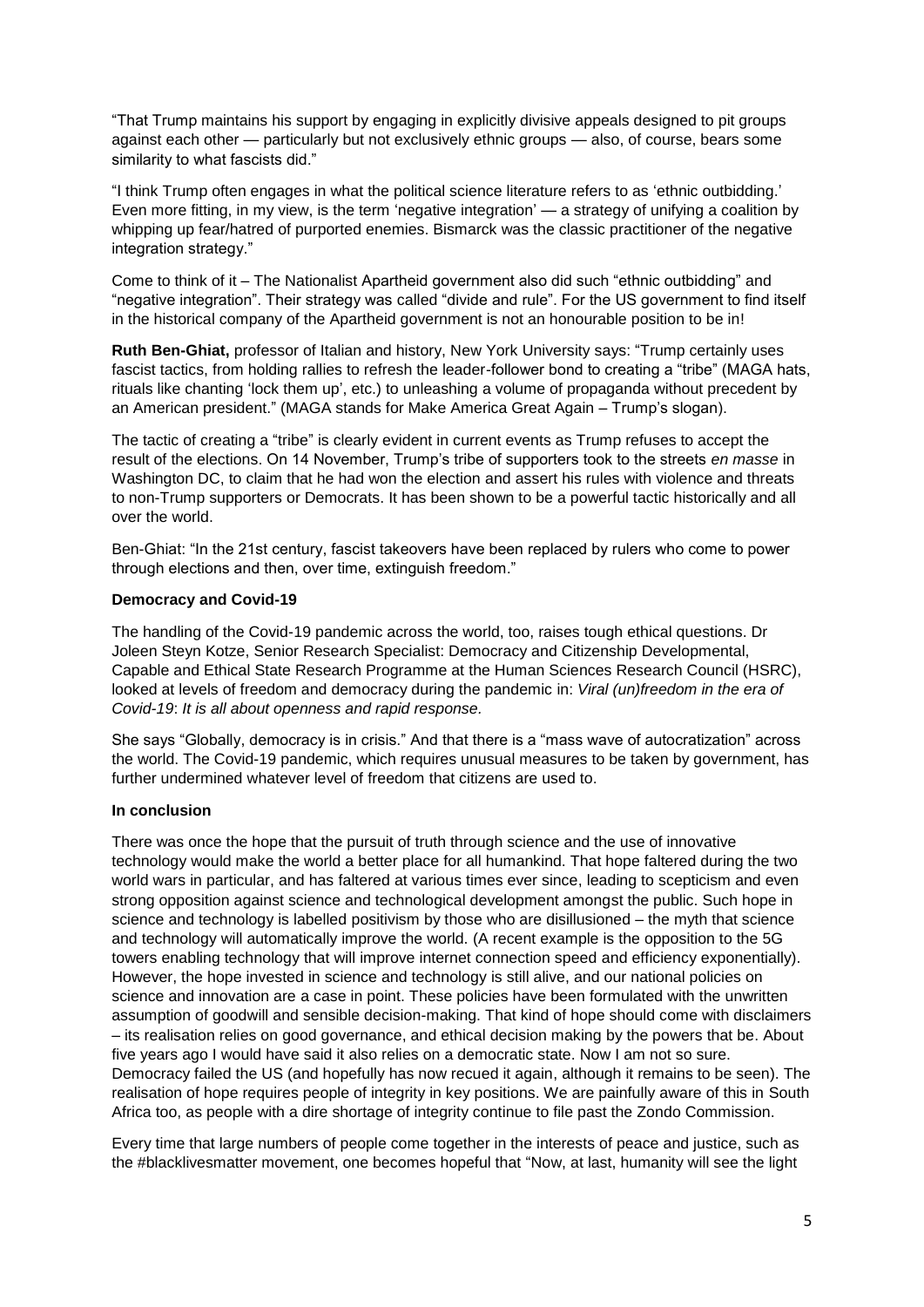"That Trump maintains his support by engaging in explicitly divisive appeals designed to pit groups against each other — particularly but not exclusively ethnic groups — also, of course, bears some similarity to what fascists did."

"I think Trump often engages in what the political science literature refers to as 'ethnic outbidding.' Even more fitting, in my view, is the term 'negative integration' — a strategy of unifying a coalition by whipping up fear/hatred of purported enemies. Bismarck was the classic practitioner of the negative integration strategy."

Come to think of it – The Nationalist Apartheid government also did such "ethnic outbidding" and "negative integration". Their strategy was called "divide and rule". For the US government to find itself in the historical company of the Apartheid government is not an honourable position to be in!

**Ruth Ben-Ghiat,** professor of Italian and history, New York University says: "Trump certainly uses fascist tactics, from holding rallies to refresh the leader-follower bond to creating a "tribe" (MAGA hats, rituals like chanting 'lock them up', etc.) to unleashing a volume of propaganda without precedent by an American president." (MAGA stands for Make America Great Again – Trump's slogan).

The tactic of creating a "tribe" is clearly evident in current events as Trump refuses to accept the result of the elections. On 14 November, Trump's tribe of supporters took to the streets *en masse* in Washington DC, to claim that he had won the election and assert his rules with violence and threats to non-Trump supporters or Democrats. It has been shown to be a powerful tactic historically and all over the world.

Ben-Ghiat: "In the 21st century, fascist takeovers have been replaced by rulers who come to power through elections and then, over time, extinguish freedom."

**Democracy and Covid-19**

The handling of the Covid-19 pandemic across the world, too, raises tough ethical questions. Dr Joleen Steyn Kotze, Senior Research Specialist: Democracy and Citizenship Developmental, Capable and Ethical State Research Programme at the Human Sciences Research Council (HSRC), looked at levels of freedom and democracy during the pandemic in: *Viral (un)freedom in the era of Covid-19*: *It is all about openness and rapid response.*

She says "Globally, democracy is in crisis." And that there is a "mass wave of autocratization" across the world. The Covid-19 pandemic, which requires unusual measures to be taken by government, has further undermined whatever level of freedom that citizens are used to.

**In conclusion**

There was once the hope that the pursuit of truth through science and the use of innovative technology would make the world a better place for all humankind. That hope faltered during the two world wars in particular, and has faltered at various times ever since, leading to scepticism and even strong opposition against science and technological development amongst the public. Such hope in science and technology is labelled positivism by those who are disillusioned – the myth that science and technology will automatically improve the world. (A recent example is the opposition to the 5G towers enabling technology that will improve internet connection speed and efficiency exponentially). However, the hope invested in science and technology is still alive, and our national policies on science and innovation are a case in point. These policies have been formulated with the unwritten assumption of goodwill and sensible decision-making. That kind of hope should come with disclaimers – its realisation relies on good governance, and ethical decision making by the powers that be. About five years ago I would have said it also relies on a democratic state. Now I am not so sure. Democracy failed the US (and hopefully has now recued it again, although it remains to be seen). The realisation of hope requires people of integrity in key positions. We are painfully aware of this in South Africa too, as people with a dire shortage of integrity continue to file past the Zondo Commission.

Every time that large numbers of people come together in the interests of peace and justice, such as the #blacklivesmatter movement, one becomes hopeful that "Now, at last, humanity will see the light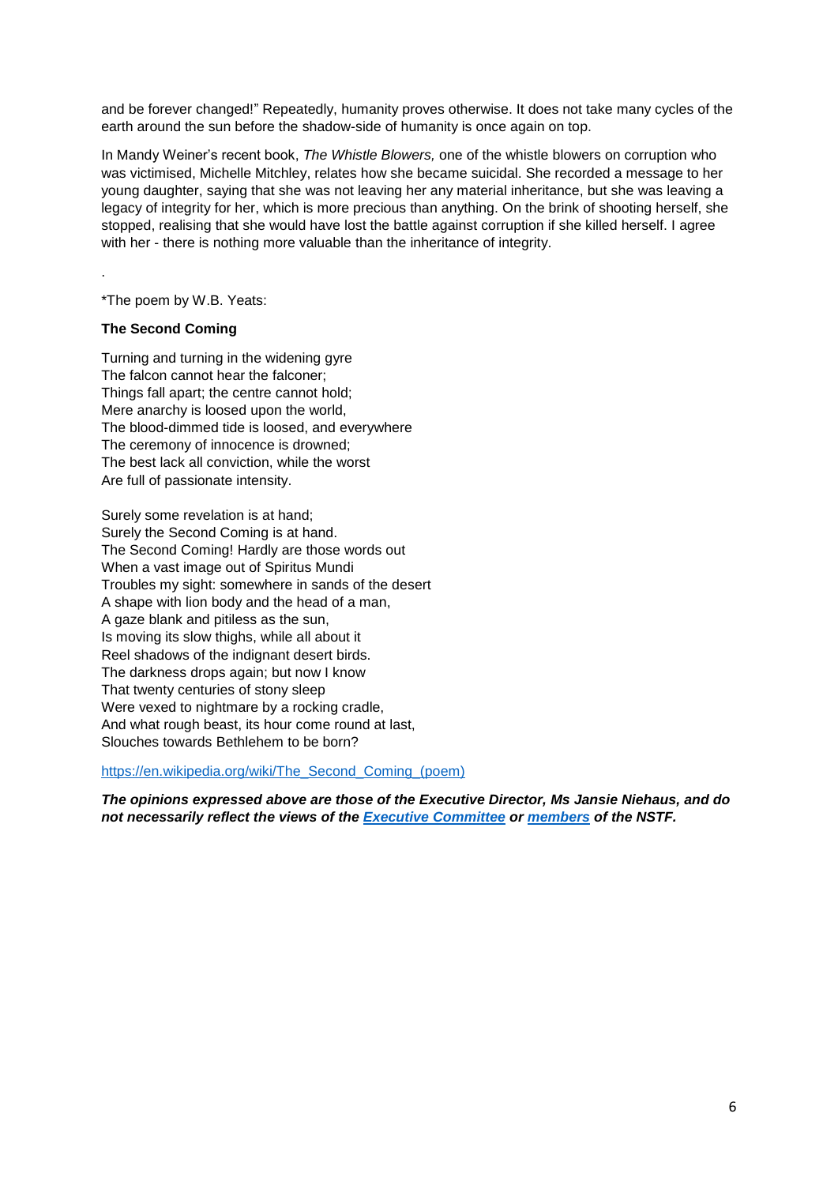and be forever changed!" Repeatedly, humanity proves otherwise. It does not take many cycles of the earth around the sun before the shadow-side of humanity is once again on top.

In Mandy Weiner's recent book, *The Whistle Blowers,* one of the whistle blowers on corruption who was victimised, Michelle Mitchley, relates how she became suicidal. She recorded a message to her young daughter, saying that she was not leaving her any material inheritance, but she was leaving a legacy of integrity for her, which is more precious than anything. On the brink of shooting herself, she stopped, realising that she would have lost the battle against corruption if she killed herself. I agree with her - there is nothing more valuable than the inheritance of integrity.

.

*The poem by W.B. Yeats:

**The Second Coming**

Turning and turning in the widening gyre
The falcon cannot hear the falconer;
Things fall apart; the centre cannot hold;
Mere anarchy is loosed upon the world,
The blood-dimmed tide is loosed, and everywhere
The ceremony of innocence is drowned;
The best lack all conviction, while the worst
Are full of passionate intensity.

Surely some revelation is at hand;
Surely the Second Coming is at hand.
The Second Coming! Hardly are those words out
When a vast image out of Spiritus Mundi
Troubles my sight: somewhere in sands of the desert
A shape with lion body and the head of a man,
A gaze blank and pitiless as the sun,
Is moving its slow thighs, while all about it
Reel shadows of the indignant desert birds.
The darkness drops again; but now I know
That twenty centuries of stony sleep
Were vexed to nightmare by a rocking cradle,
And what rough beast, its hour come round at last,
Slouches towards Bethlehem to be born?

https://en.wikipedia.org/wiki/The_Second_Coming_(poem)

***The opinions expressed above are those of the Executive Director, Ms Jansie Niehaus, and do not necessarily reflect the views of the Executive Committee or members of the NSTF.***